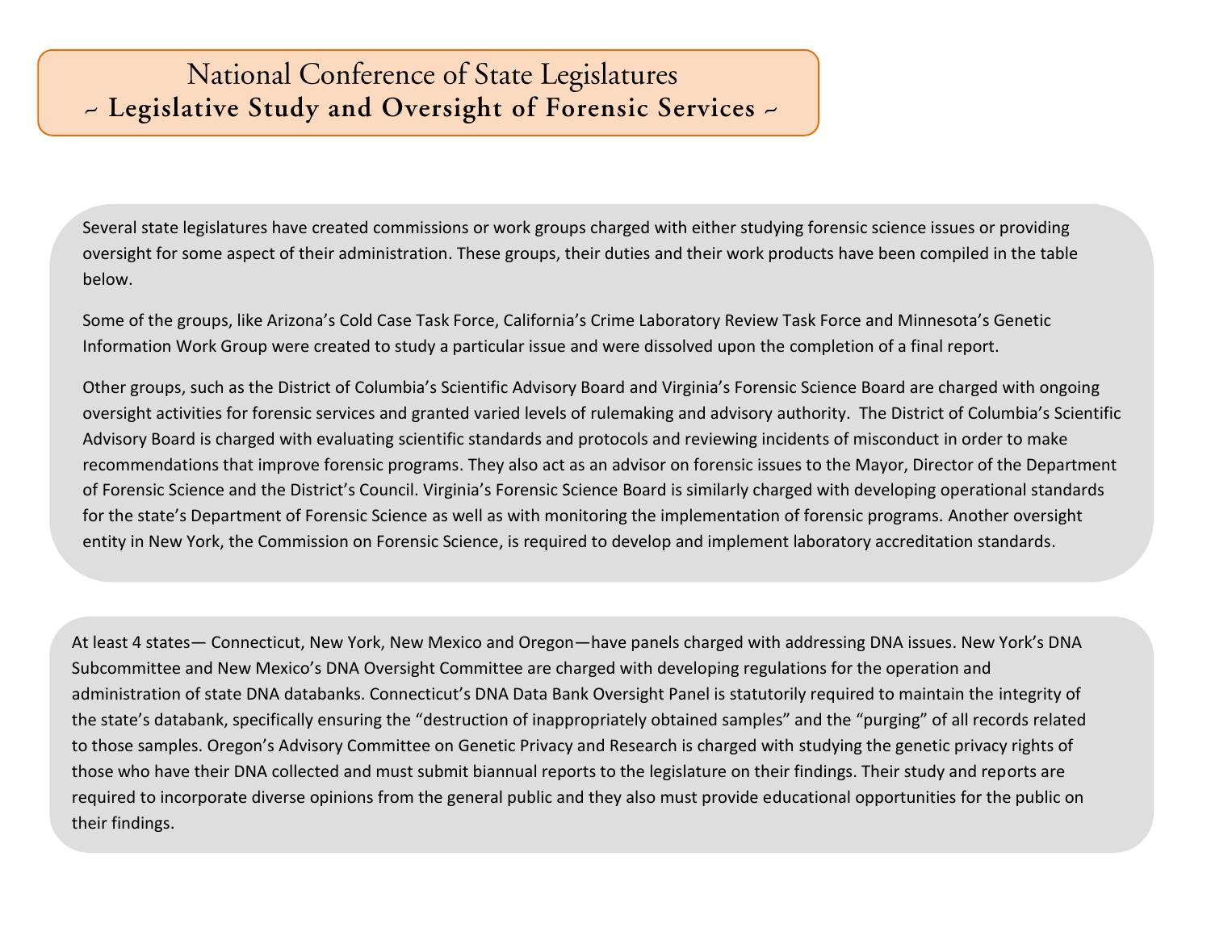# National Conference of State Legislatures

## ~ Legislative Study and Oversight of Forensic Services ~

Several state legislatures have created commissions or work groups charged with either studying forensic science issues or providing oversight for some aspect of their administration. These groups, their duties and their work products have been compiled in the table below.

Some of the groups, like Arizona's Cold Case Task Force, California's Crime Laboratory Review Task Force and Minnesota's Genetic Information Work Group were created to study a particular issue and were dissolved upon the completion of a final report.

Other groups, such as the District of Columbia's Scientific Advisory Board and Virginia's Forensic Science Board are charged with ongoing oversight activities for forensic services and granted varied levels of rulemaking and advisory authority. The District of Columbia's Scientific Advisory Board is charged with evaluating scientific standards and protocols and reviewing incidents of misconduct in order to make recommendations that improve forensic programs. They also act as an advisor on forensic issues to the Mayor, Director of the Department of Forensic Science and the District's Council. Virginia's Forensic Science Board is similarly charged with developing operational standards for the state's Department of Forensic Science as well as with monitoring the implementation of forensic programs. Another oversight entity in New York, the Commission on Forensic Science, is required to develop and implement laboratory accreditation standards.

At least 4 states— Connecticut, New York, New Mexico and Oregon—have panels charged with addressing DNA issues. New York's DNA Subcommittee and New Mexico's DNA Oversight Committee are charged with developing regulations for the operation and administration of state DNA databanks. Connecticut's DNA Data Bank Oversight Panel is statutorily required to maintain the integrity of the state's databank, specifically ensuring the "destruction of inappropriately obtained samples" and the "purging" of all records related to those samples. Oregon's Advisory Committee on Genetic Privacy and Research is charged with studying the genetic privacy rights of those who have their DNA collected and must submit biannual reports to the legislature on their findings. Their study and reports are required to incorporate diverse opinions from the general public and they also must provide educational opportunities for the public on their findings.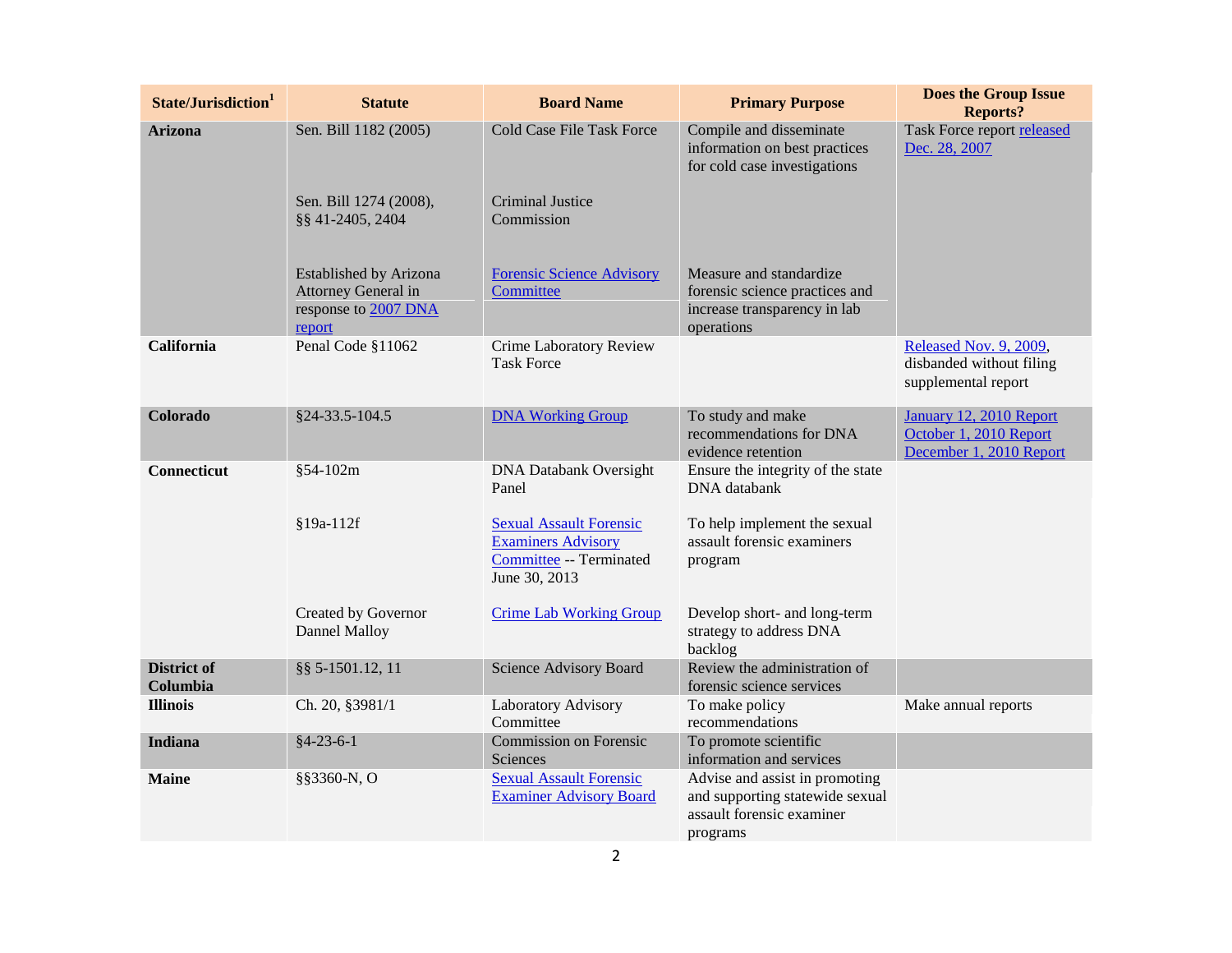| State/Jurisdiction[1] | Statute | Board Name | Primary Purpose | Does the Group Issue Reports? |
|---|---|---|---|---|
| **Arizona** | Sen. Bill 1182 (2005) | Cold Case File Task Force | Compile and disseminate information on best practices for cold case investigations | Task Force report released Dec. 28, 2007 |
| | Sen. Bill 1274 (2008), §§ 41-2405, 2404 | Criminal Justice Commission | | |
| | Established by Arizona Attorney General in response to 2007 DNA report | Forensic Science Advisory Committee | Measure and standardize forensic science practices and increase transparency in lab operations | |
| **California** | Penal Code §11062 | Crime Laboratory Review Task Force | | Released Nov. 9, 2009, disbanded without filing supplemental report |
| **Colorado** | §24-33.5-104.5 | DNA Working Group | To study and make recommendations for DNA evidence retention | January 12, 2010 Report<br>October 1, 2010 Report<br>December 1, 2010 Report |
| **Connecticut** | §54-102m | DNA Databank Oversight Panel | Ensure the integrity of the state DNA databank | |
| | §19a-112f | Sexual Assault Forensic Examiners Advisory Committee -- Terminated June 30, 2013 | To help implement the sexual assault forensic examiners program | |
| | Created by Governor Dannel Malloy | Crime Lab Working Group | Develop short- and long-term strategy to address DNA backlog | |
| **District of Columbia** | §§ 5-1501.12, 11 | Science Advisory Board | Review the administration of forensic science services | |
| **Illinois** | Ch. 20, §3981/1 | Laboratory Advisory Committee | To make policy recommendations | Make annual reports |
| **Indiana** | §4-23-6-1 | Commission on Forensic Sciences | To promote scientific information and services | |
| **Maine** | §§3360-N, O | Sexual Assault Forensic Examiner Advisory Board | Advise and assist in promoting and supporting statewide sexual assault forensic examiner programs | |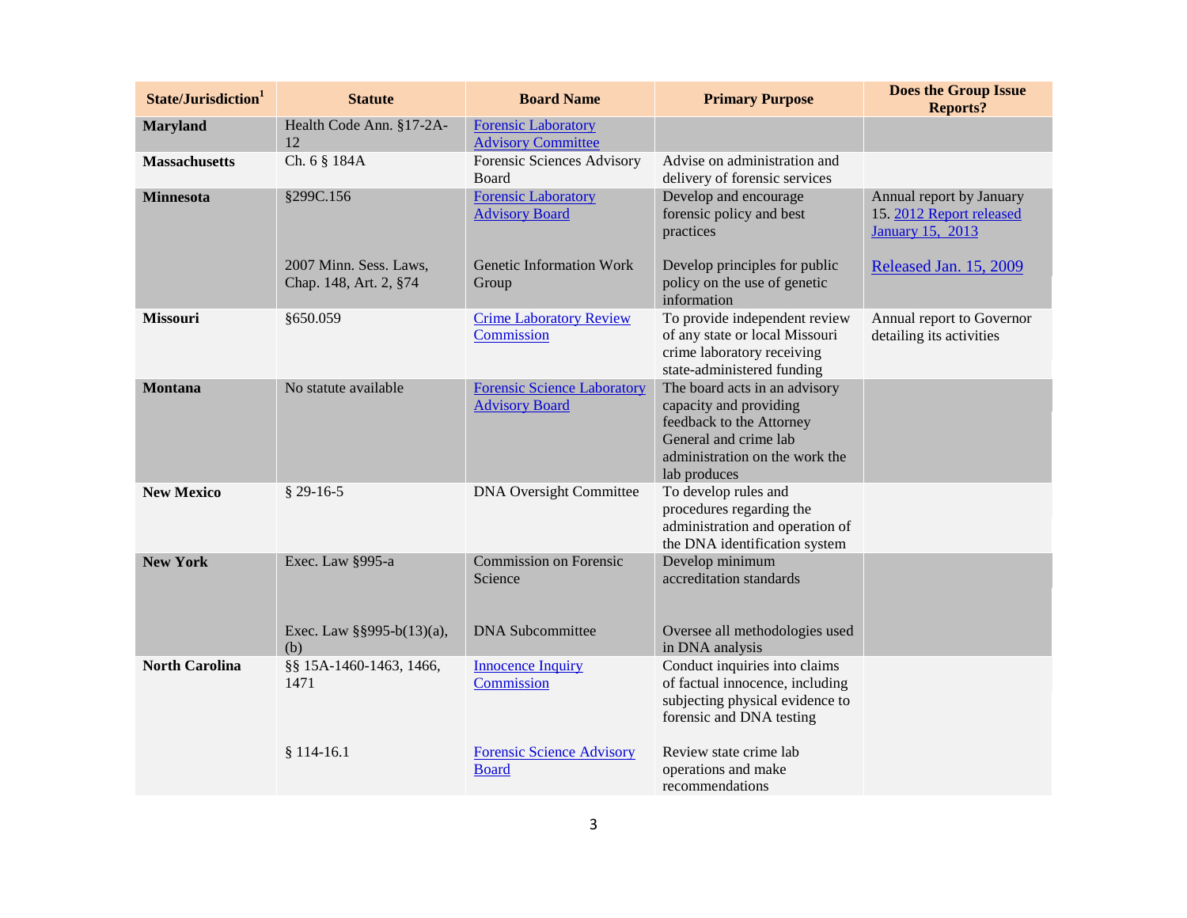| State/Jurisdiction[1] | Statute | Board Name | Primary Purpose | Does the Group Issue Reports? |
|---|---|---|---|---|
| **Maryland** | Health Code Ann. §17-2A-12 | Forensic Laboratory Advisory Committee | | |
| **Massachusetts** | Ch. 6 § 184A | Forensic Sciences Advisory Board | Advise on administration and delivery of forensic services | |
| **Minnesota** | §299C.156 | Forensic Laboratory Advisory Board | Develop and encourage forensic policy and best practices | Annual report by January 15. 2012 Report released January 15, 2013 |
| | 2007 Minn. Sess. Laws, Chap. 148, Art. 2, §74 | Genetic Information Work Group | Develop principles for public policy on the use of genetic information | Released Jan. 15, 2009 |
| **Missouri** | §650.059 | Crime Laboratory Review Commission | To provide independent review of any state or local Missouri crime laboratory receiving state-administered funding | Annual report to Governor detailing its activities |
| **Montana** | No statute available | Forensic Science Laboratory Advisory Board | The board acts in an advisory capacity and providing feedback to the Attorney General and crime lab administration on the work the lab produces | |
| **New Mexico** | § 29-16-5 | DNA Oversight Committee | To develop rules and procedures regarding the administration and operation of the DNA identification system | |
| **New York** | Exec. Law §995-a | Commission on Forensic Science | Develop minimum accreditation standards | |
| | Exec. Law §§995-b(13)(a), (b) | DNA Subcommittee | Oversee all methodologies used in DNA analysis | |
| **North Carolina** | §§ 15A-1460-1463, 1466, 1471 | Innocence Inquiry Commission | Conduct inquiries into claims of factual innocence, including subjecting physical evidence to forensic and DNA testing | |
| | § 114-16.1 | Forensic Science Advisory Board | Review state crime lab operations and make recommendations | |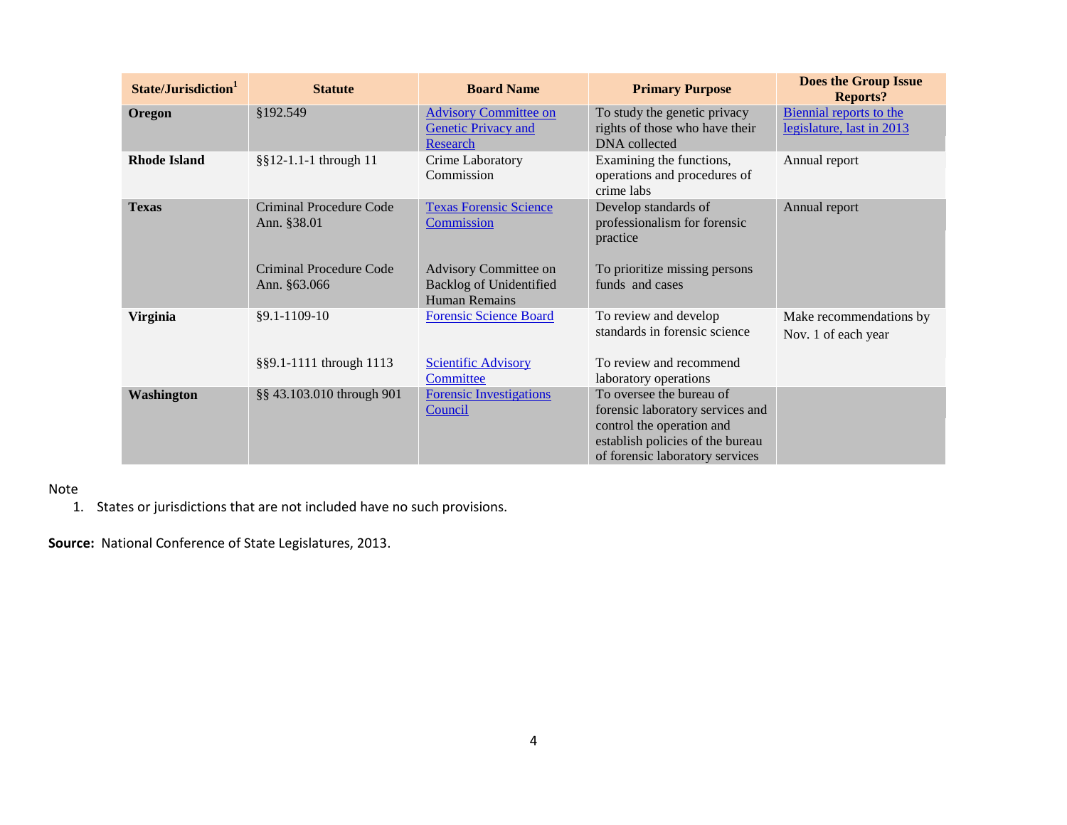| State/Jurisdiction[1] | Statute | Board Name | Primary Purpose | Does the Group Issue Reports? |
|---|---|---|---|---|
| **Oregon** | §192.549 | Advisory Committee on Genetic Privacy and Research | To study the genetic privacy rights of those who have their DNA collected | Biennial reports to the legislature, last in 2013 |
| **Rhode Island** | §§12-1.1-1 through 11 | Crime Laboratory Commission | Examining the functions, operations and procedures of crime labs | Annual report |
| **Texas** | Criminal Procedure Code Ann. §38.01 | Texas Forensic Science Commission | Develop standards of professionalism for forensic practice | Annual report |
| | Criminal Procedure Code Ann. §63.066 | Advisory Committee on Backlog of Unidentified Human Remains | To prioritize missing persons funds and cases | |
| **Virginia** | §9.1-1109-10 | Forensic Science Board | To review and develop standards in forensic science | Make recommendations by Nov. 1 of each year |
| | §§9.1-1111 through 1113 | Scientific Advisory Committee | To review and recommend laboratory operations | |
| **Washington** | §§ 43.103.010 through 901 | Forensic Investigations Council | To oversee the bureau of forensic laboratory services and control the operation and establish policies of the bureau of forensic laboratory services | |

Note

1. States or jurisdictions that are not included have no such provisions.

**Source:** National Conference of State Legislatures, 2013.